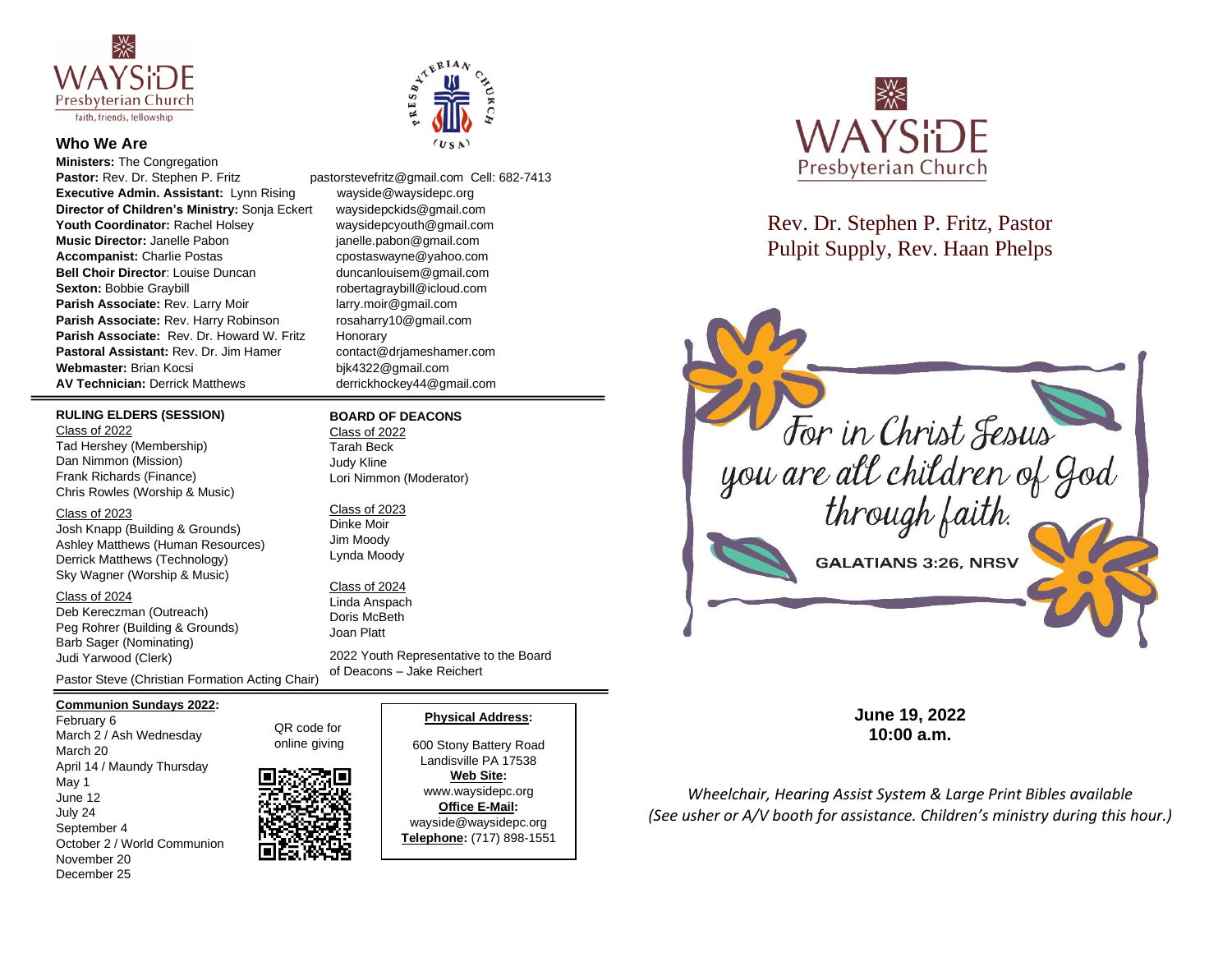**WAYSIDE Presbyterian Church**
faith, friends, fellowship

## Who We Are

**Ministers:** The Congregation
**Pastor:** Rev. Dr. Stephen P. Fritz — pastorstevefritz@gmail.com Cell: 682-7413
**Executive Admin. Assistant:** Lynn Rising — wayside@waysidepc.org
**Director of Children's Ministry:** Sonja Eckert — waysidepckids@gmail.com
**Youth Coordinator:** Rachel Holsey — waysidepcyouth@gmail.com
**Music Director:** Janelle Pabon — janelle.pabon@gmail.com
**Accompanist:** Charlie Postas — cpostaswayne@yahoo.com
**Bell Choir Director**: Louise Duncan — duncanlouisem@gmail.com
**Sexton:** Bobbie Graybill — robertagraybill@icloud.com
**Parish Associate:** Rev. Larry Moir — larry.moir@gmail.com
**Parish Associate:** Rev. Harry Robinson — rosaharry10@gmail.com
**Parish Associate:** Rev. Dr. Howard W. Fritz — Honorary
**Pastoral Assistant:** Rev. Dr. Jim Hamer — contact@drjameshamer.com
**Webmaster:** Brian Kocsi — bjk4322@gmail.com
**AV Technician:** Derrick Matthews — derrickhockey44@gmail.com

### RULING ELDERS (SESSION)

Class of 2022
Tad Hershey (Membership)
Dan Nimmon (Mission)
Frank Richards (Finance)
Chris Rowles (Worship & Music)

Class of 2023
Josh Knapp (Building & Grounds)
Ashley Matthews (Human Resources)
Derrick Matthews (Technology)
Sky Wagner (Worship & Music)

Class of 2024
Deb Kereczman (Outreach)
Peg Rohrer (Building & Grounds)
Barb Sager (Nominating)
Judi Yarwood (Clerk)

Pastor Steve (Christian Formation Acting Chair)

### BOARD OF DEACONS

Class of 2022
Tarah Beck
Judy Kline
Lori Nimmon (Moderator)

Class of 2023
Dinke Moir
Jim Moody
Lynda Moody

Class of 2024
Linda Anspach
Doris McBeth
Joan Platt

2022 Youth Representative to the Board of Deacons – Jake Reichert

**Communion Sundays 2022:**
February 6
March 2 / Ash Wednesday
March 20
April 14 / Maundy Thursday
May 1
June 12
July 24
September 4
October 2 / World Communion
November 20
December 25

QR code for online giving

**Physical Address:**
600 Stony Battery Road
Landisville PA 17538
**Web Site:**
www.waysidepc.org
**Office E-Mail:**
wayside@waysidepc.org
**Telephone:** (717) 898-1551

# WAYSIDE Presbyterian Church

Rev. Dr. Stephen P. Fritz, Pastor
Pulpit Supply, Rev. Haan Phelps

*For in Christ Jesus you are all children of God through faith.*
GALATIANS 3:26, NRSV

**June 19, 2022**
**10:00 a.m.**

*Wheelchair, Hearing Assist System & Large Print Bibles available*
*(See usher or A/V booth for assistance. Children's ministry during this hour.)*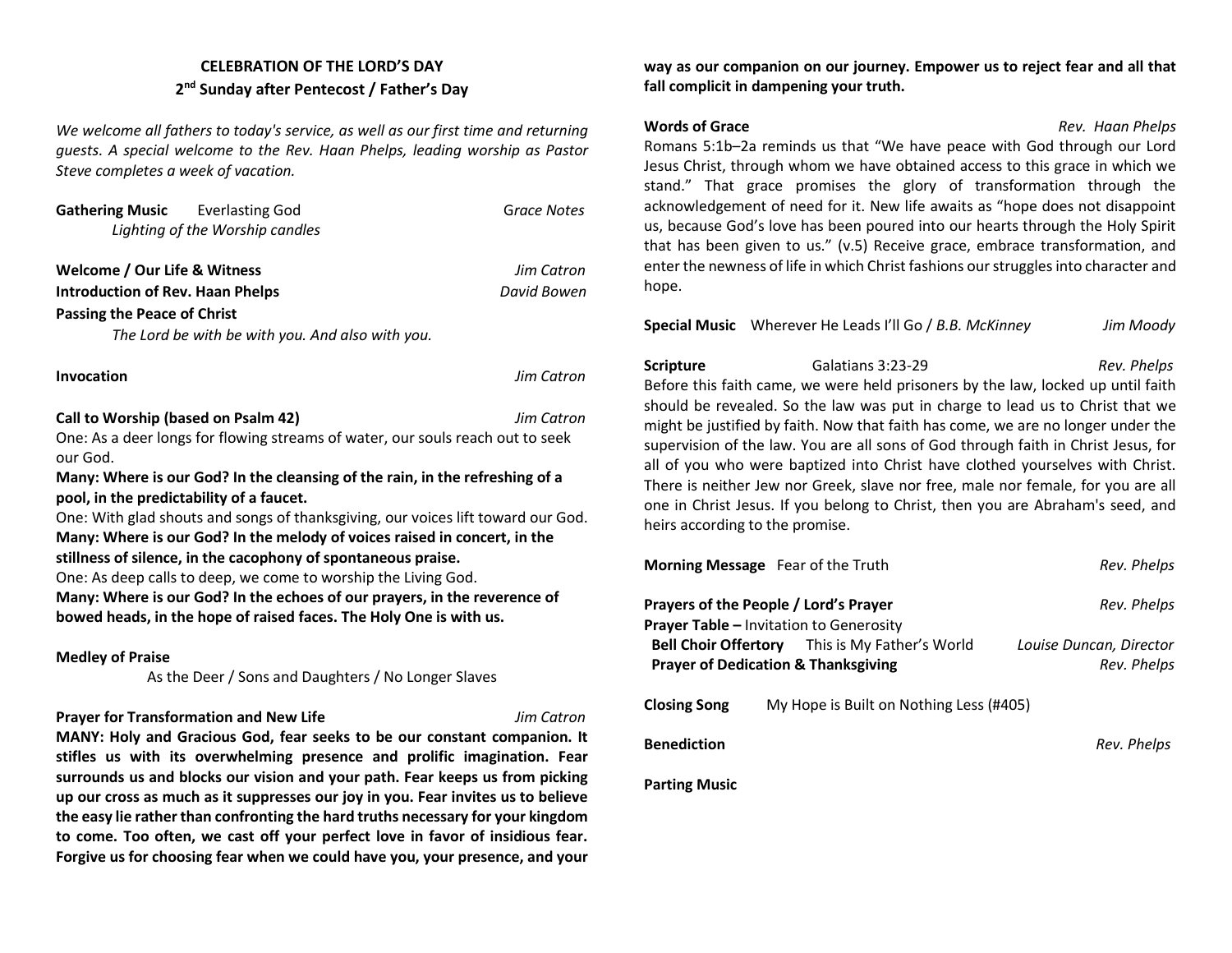**CELEBRATION OF THE LORD'S DAY**
**2nd Sunday after Pentecost / Father's Day**

*We welcome all fathers to today's service, as well as our first time and returning guests. A special welcome to the Rev. Haan Phelps, leading worship as Pastor Steve completes a week of vacation.*

**Gathering Music** Everlasting God — *Grace Notes*
*Lighting of the Worship candles*

**Welcome / Our Life & Witness** — *Jim Catron*
**Introduction of Rev. Haan Phelps** — *David Bowen*
**Passing the Peace of Christ**
*The Lord be with be with you. And also with you.*

**Invocation** — *Jim Catron*

**Call to Worship (based on Psalm 42)** — *Jim Catron*
One: As a deer longs for flowing streams of water, our souls reach out to seek our God.
**Many: Where is our God? In the cleansing of the rain, in the refreshing of a pool, in the predictability of a faucet.**
One: With glad shouts and songs of thanksgiving, our voices lift toward our God.
**Many: Where is our God? In the melody of voices raised in concert, in the stillness of silence, in the cacophony of spontaneous praise.**
One: As deep calls to deep, we come to worship the Living God.
**Many: Where is our God? In the echoes of our prayers, in the reverence of bowed heads, in the hope of raised faces. The Holy One is with us.**

**Medley of Praise**
As the Deer / Sons and Daughters / No Longer Slaves

**Prayer for Transformation and New Life** — *Jim Catron*
**MANY: Holy and Gracious God, fear seeks to be our constant companion. It stifles us with its overwhelming presence and prolific imagination. Fear surrounds us and blocks our vision and your path. Fear keeps us from picking up our cross as much as it suppresses our joy in you. Fear invites us to believe the easy lie rather than confronting the hard truths necessary for your kingdom to come. Too often, we cast off your perfect love in favor of insidious fear. Forgive us for choosing fear when we could have you, your presence, and your way as our companion on our journey. Empower us to reject fear and all that fall complicit in dampening your truth.**

**Words of Grace** — *Rev. Haan Phelps*
Romans 5:1b–2a reminds us that "We have peace with God through our Lord Jesus Christ, through whom we have obtained access to this grace in which we stand." That grace promises the glory of transformation through the acknowledgement of need for it. New life awaits as "hope does not disappoint us, because God's love has been poured into our hearts through the Holy Spirit that has been given to us." (v.5) Receive grace, embrace transformation, and enter the newness of life in which Christ fashions our struggles into character and hope.

**Special Music** Wherever He Leads I'll Go / *B.B. McKinney* — *Jim Moody*

**Scripture** Galatians 3:23-29 — *Rev. Phelps*
Before this faith came, we were held prisoners by the law, locked up until faith should be revealed. So the law was put in charge to lead us to Christ that we might be justified by faith. Now that faith has come, we are no longer under the supervision of the law. You are all sons of God through faith in Christ Jesus, for all of you who were baptized into Christ have clothed yourselves with Christ. There is neither Jew nor Greek, slave nor free, male nor female, for you are all one in Christ Jesus. If you belong to Christ, then you are Abraham's seed, and heirs according to the promise.

**Morning Message** Fear of the Truth — *Rev. Phelps*

**Prayers of the People / Lord's Prayer** — *Rev. Phelps*
**Prayer Table –** Invitation to Generosity
**Bell Choir Offertory** This is My Father's World — *Louise Duncan, Director*
**Prayer of Dedication & Thanksgiving** — *Rev. Phelps*

**Closing Song** My Hope is Built on Nothing Less (#405)

**Benediction** — *Rev. Phelps*

**Parting Music**